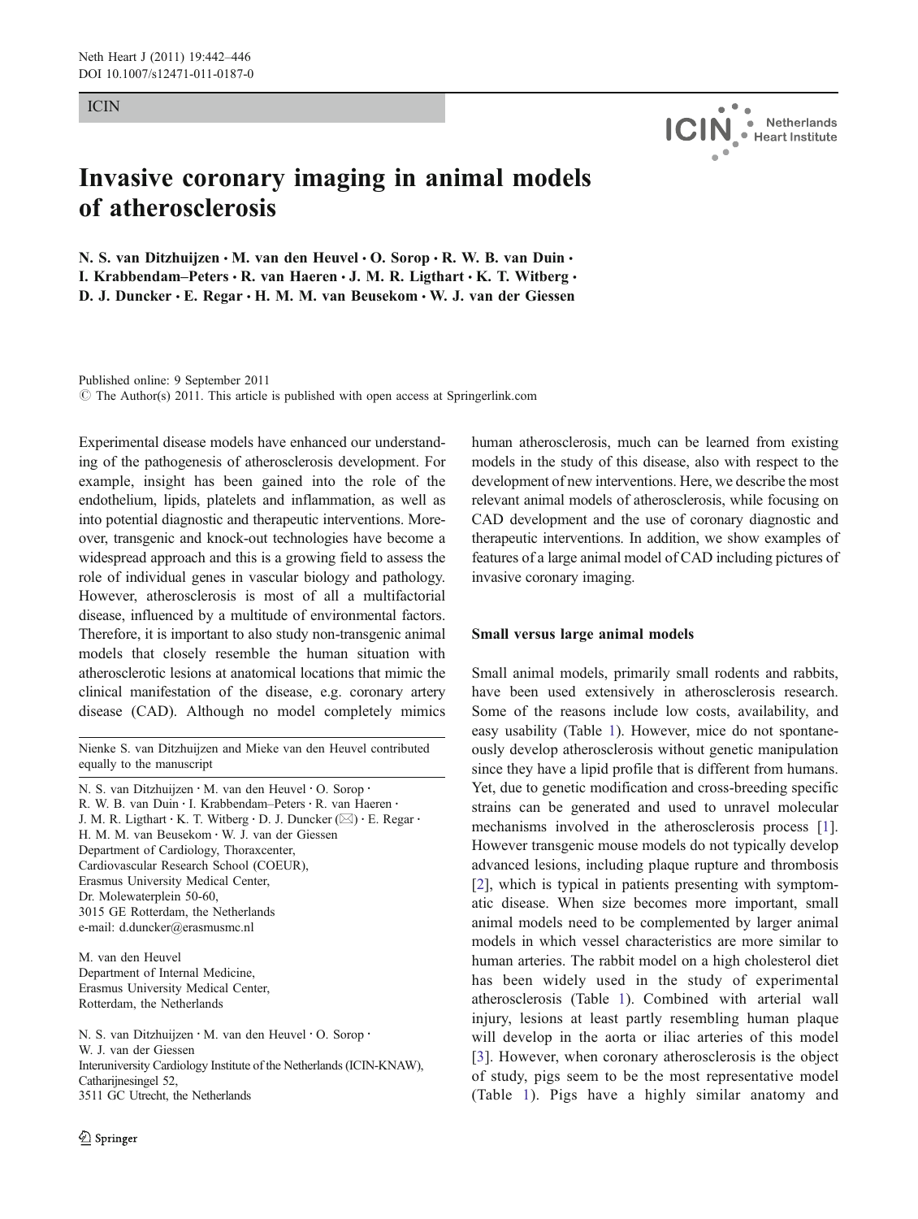ICIN

# Invasive coronary imaging in animal models of atherosclerosis

**N. S. van Ditzhuijzen · M. van den Heuvel · O. Sorop · R. W. B. van Duin · I. Krabbendam–Peters · R. van Haeren · J. M. R. Ligthart · K. T. Witberg · D. J. Duncker · E. Regar · H. M. M. van Beusekom · W. J. van der Giessen**

Published online: 9 September 2011
© The Author(s) 2011. This article is published with open access at Springerlink.com

Experimental disease models have enhanced our understanding of the pathogenesis of atherosclerosis development. For example, insight has been gained into the role of the endothelium, lipids, platelets and inflammation, as well as into potential diagnostic and therapeutic interventions. Moreover, transgenic and knock-out technologies have become a widespread approach and this is a growing field to assess the role of individual genes in vascular biology and pathology. However, atherosclerosis is most of all a multifactorial disease, influenced by a multitude of environmental factors. Therefore, it is important to also study non-transgenic animal models that closely resemble the human situation with atherosclerotic lesions at anatomical locations that mimic the clinical manifestation of the disease, e.g. coronary artery disease (CAD). Although no model completely mimics human atherosclerosis, much can be learned from existing models in the study of this disease, also with respect to the development of new interventions. Here, we describe the most relevant animal models of atherosclerosis, while focusing on CAD development and the use of coronary diagnostic and therapeutic interventions. In addition, we show examples of features of a large animal model of CAD including pictures of invasive coronary imaging.

Nienke S. van Ditzhuijzen and Mieke van den Heuvel contributed equally to the manuscript

N. S. van Ditzhuijzen · M. van den Heuvel · O. Sorop · R. W. B. van Duin · I. Krabbendam–Peters · R. van Haeren · J. M. R. Ligthart · K. T. Witberg · D. J. Duncker (✉) · E. Regar · H. M. M. van Beusekom · W. J. van der Giessen
Department of Cardiology, Thoraxcenter, Cardiovascular Research School (COEUR), Erasmus University Medical Center, Dr. Molewaterplein 50-60, 3015 GE Rotterdam, the Netherlands
e-mail: d.duncker@erasmusmc.nl

M. van den Heuvel
Department of Internal Medicine, Erasmus University Medical Center, Rotterdam, the Netherlands

N. S. van Ditzhuijzen · M. van den Heuvel · O. Sorop · W. J. van der Giessen
Interuniversity Cardiology Institute of the Netherlands (ICIN-KNAW), Catharijnesingel 52, 3511 GC Utrecht, the Netherlands

## Small versus large animal models

Small animal models, primarily small rodents and rabbits, have been used extensively in atherosclerosis research. Some of the reasons include low costs, availability, and easy usability (Table 1). However, mice do not spontaneously develop atherosclerosis without genetic manipulation since they have a lipid profile that is different from humans. Yet, due to genetic modification and cross-breeding specific strains can be generated and used to unravel molecular mechanisms involved in the atherosclerosis process [1]. However transgenic mouse models do not typically develop advanced lesions, including plaque rupture and thrombosis [2], which is typical in patients presenting with symptomatic disease. When size becomes more important, small animal models need to be complemented by larger animal models in which vessel characteristics are more similar to human arteries. The rabbit model on a high cholesterol diet has been widely used in the study of experimental atherosclerosis (Table 1). Combined with arterial wall injury, lesions at least partly resembling human plaque will develop in the aorta or iliac arteries of this model [3]. However, when coronary atherosclerosis is the object of study, pigs seem to be the most representative model (Table 1). Pigs have a highly similar anatomy and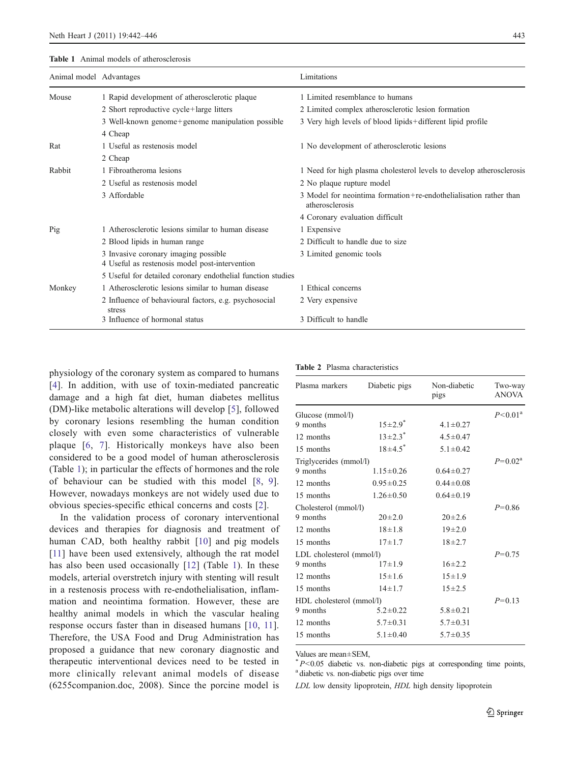**Table 1** Animal models of atherosclerosis

| Animal model | Advantages | Limitations |
|---|---|---|
| Mouse | 1 Rapid development of atherosclerotic plaque | 1 Limited resemblance to humans |
| | 2 Short reproductive cycle+large litters | 2 Limited complex atherosclerotic lesion formation |
| | 3 Well-known genome+genome manipulation possible | 3 Very high levels of blood lipids+different lipid profile |
| | 4 Cheap | |
| Rat | 1 Useful as restenosis model | 1 No development of atherosclerotic lesions |
| | 2 Cheap | |
| Rabbit | 1 Fibroatheroma lesions | 1 Need for high plasma cholesterol levels to develop atherosclerosis |
| | 2 Useful as restenosis model | 2 No plaque rupture model |
| | 3 Affordable | 3 Model for neointima formation+re-endothelialisation rather than atherosclerosis |
| | | 4 Coronary evaluation difficult |
| Pig | 1 Atherosclerotic lesions similar to human disease | 1 Expensive |
| | 2 Blood lipids in human range | 2 Difficult to handle due to size |
| | 3 Invasive coronary imaging possible | 3 Limited genomic tools |
| | 4 Useful as restenosis model post-intervention | |
| | 5 Useful for detailed coronary endothelial function studies | |
| Monkey | 1 Atherosclerotic lesions similar to human disease | 1 Ethical concerns |
| | 2 Influence of behavioural factors, e.g. psychosocial stress | 2 Very expensive |
| | 3 Influence of hormonal status | 3 Difficult to handle |

physiology of the coronary system as compared to humans [4]. In addition, with use of toxin-mediated pancreatic damage and a high fat diet, human diabetes mellitus (DM)-like metabolic alterations will develop [5], followed by coronary lesions resembling the human condition closely with even some characteristics of vulnerable plaque [6, 7]. Historically monkeys have also been considered to be a good model of human atherosclerosis (Table 1); in particular the effects of hormones and the role of behaviour can be studied with this model [8, 9]. However, nowadays monkeys are not widely used due to obvious species-specific ethical concerns and costs [2].

In the validation process of coronary interventional devices and therapies for diagnosis and treatment of human CAD, both healthy rabbit [10] and pig models [11] have been used extensively, although the rat model has also been used occasionally [12] (Table 1). In these models, arterial overstretch injury with stenting will result in a restenosis process with re-endothelialisation, inflammation and neointima formation. However, these are healthy animal models in which the vascular healing response occurs faster than in diseased humans [10, 11]. Therefore, the USA Food and Drug Administration has proposed a guidance that new coronary diagnostic and therapeutic interventional devices need to be tested in more clinically relevant animal models of disease (6255companion.doc, 2008). Since the porcine model is

**Table 2** Plasma characteristics

| Plasma markers | Diabetic pigs | Non-diabetic pigs | Two-way ANOVA |
|---|---|---|---|
| Glucose (mmol/l) | | | $P<0.01$[a] |
| 9 months | 15±2.9[*] | 4.1±0.27 | |
| 12 months | 13±2.3[*] | 4.5±0.47 | |
| 15 months | 18±4.5[*] | 5.1±0.42 | |
| Triglycerides (mmol/l) | | | $P=0.02$[a] |
| 9 months | 1.15±0.26 | 0.64±0.27 | |
| 12 months | 0.95±0.25 | 0.44±0.08 | |
| 15 months | 1.26±0.50 | 0.64±0.19 | |
| Cholesterol (mmol/l) | | | $P=0.86$ |
| 9 months | 20±2.0 | 20±2.6 | |
| 12 months | 18±1.8 | 19±2.0 | |
| 15 months | 17±1.7 | 18±2.7 | |
| LDL cholesterol (mmol/l) | | | $P=0.75$ |
| 9 months | 17±1.9 | 16±2.2 | |
| 12 months | 15±1.6 | 15±1.9 | |
| 15 months | 14±1.7 | 15±2.5 | |
| HDL cholesterol (mmol/l) | | | $P=0.13$ |
| 9 months | 5.2±0.22 | 5.8±0.21 | |
| 12 months | 5.7±0.31 | 5.7±0.31 | |
| 15 months | 5.1±0.40 | 5.7±0.35 | |

Values are mean±SEM,

[*] $P<0.05$ diabetic vs. non-diabetic pigs at corresponding time points,
[a] diabetic vs. non-diabetic pigs over time

*LDL* low density lipoprotein, *HDL* high density lipoprotein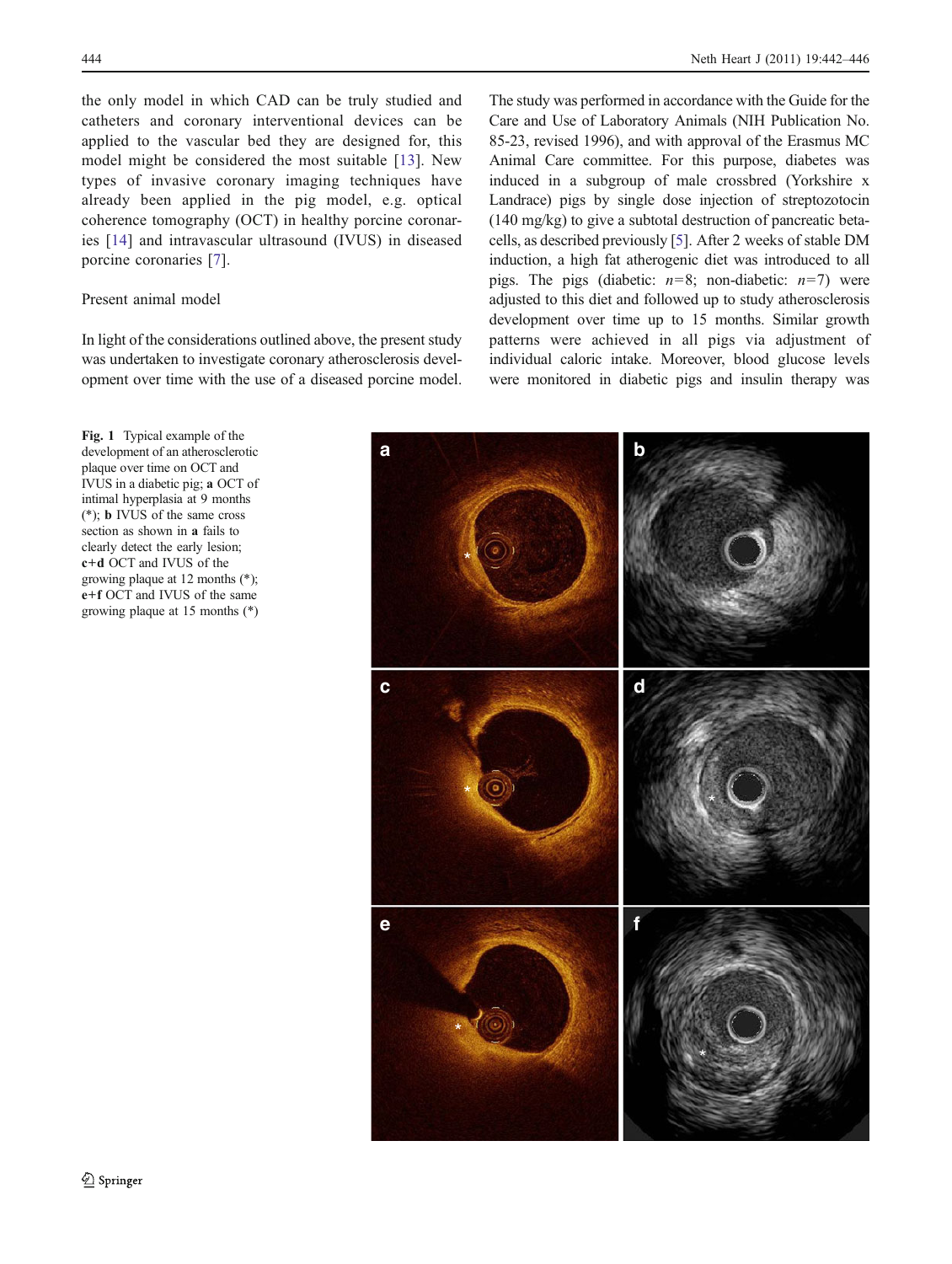the only model in which CAD can be truly studied and catheters and coronary interventional devices can be applied to the vascular bed they are designed for, this model might be considered the most suitable [13]. New types of invasive coronary imaging techniques have already been applied in the pig model, e.g. optical coherence tomography (OCT) in healthy porcine coronaries [14] and intravascular ultrasound (IVUS) in diseased porcine coronaries [7].

## Present animal model

In light of the considerations outlined above, the present study was undertaken to investigate coronary atherosclerosis development over time with the use of a diseased porcine model. The study was performed in accordance with the Guide for the Care and Use of Laboratory Animals (NIH Publication No. 85-23, revised 1996), and with approval of the Erasmus MC Animal Care committee. For this purpose, diabetes was induced in a subgroup of male crossbred (Yorkshire x Landrace) pigs by single dose injection of streptozotocin (140 mg/kg) to give a subtotal destruction of pancreatic beta-cells, as described previously [5]. After 2 weeks of stable DM induction, a high fat atherogenic diet was introduced to all pigs. The pigs (diabetic: $n=8$; non-diabetic: $n=7$) were adjusted to this diet and followed up to study atherosclerosis development over time up to 15 months. Similar growth patterns were achieved in all pigs via adjustment of individual caloric intake. Moreover, blood glucose levels were monitored in diabetic pigs and insulin therapy was

**Fig. 1** Typical example of the development of an atherosclerotic plaque over time on OCT and IVUS in a diabetic pig; **a** OCT of intimal hyperplasia at 9 months (*); **b** IVUS of the same cross section as shown in **a** fails to clearly detect the early lesion; **c+d** OCT and IVUS of the growing plaque at 12 months (*); **e+f** OCT and IVUS of the same growing plaque at 15 months (*)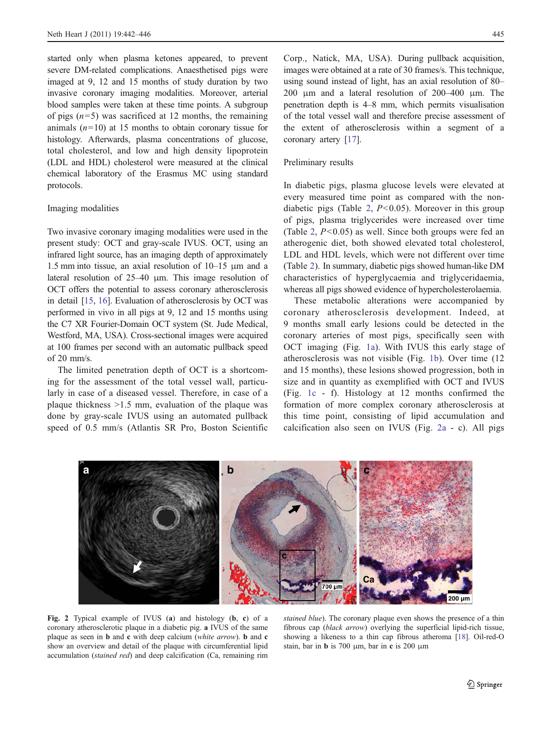started only when plasma ketones appeared, to prevent severe DM-related complications. Anaesthetised pigs were imaged at 9, 12 and 15 months of study duration by two invasive coronary imaging modalities. Moreover, arterial blood samples were taken at these time points. A subgroup of pigs ($n$=5) was sacrificed at 12 months, the remaining animals ($n$=10) at 15 months to obtain coronary tissue for histology. Afterwards, plasma concentrations of glucose, total cholesterol, and low and high density lipoprotein (LDL and HDL) cholesterol were measured at the clinical chemical laboratory of the Erasmus MC using standard protocols.

## Imaging modalities

Two invasive coronary imaging modalities were used in the present study: OCT and gray-scale IVUS. OCT, using an infrared light source, has an imaging depth of approximately 1.5 mm into tissue, an axial resolution of 10–15 µm and a lateral resolution of 25–40 µm. This image resolution of OCT offers the potential to assess coronary atherosclerosis in detail [15, 16]. Evaluation of atherosclerosis by OCT was performed in vivo in all pigs at 9, 12 and 15 months using the C7 XR Fourier-Domain OCT system (St. Jude Medical, Westford, MA, USA). Cross-sectional images were acquired at 100 frames per second with an automatic pullback speed of 20 mm/s.

The limited penetration depth of OCT is a shortcoming for the assessment of the total vessel wall, particularly in case of a diseased vessel. Therefore, in case of a plaque thickness >1.5 mm, evaluation of the plaque was done by gray-scale IVUS using an automated pullback speed of 0.5 mm/s (Atlantis SR Pro, Boston Scientific Corp., Natick, MA, USA). During pullback acquisition, images were obtained at a rate of 30 frames/s. This technique, using sound instead of light, has an axial resolution of 80–200 µm and a lateral resolution of 200–400 µm. The penetration depth is 4–8 mm, which permits visualisation of the total vessel wall and therefore precise assessment of the extent of atherosclerosis within a segment of a coronary artery [17].

## Preliminary results

In diabetic pigs, plasma glucose levels were elevated at every measured time point as compared with the non-diabetic pigs (Table 2, $P<0.05$). Moreover in this group of pigs, plasma triglycerides were increased over time (Table 2, $P<0.05$) as well. Since both groups were fed an atherogenic diet, both showed elevated total cholesterol, LDL and HDL levels, which were not different over time (Table 2). In summary, diabetic pigs showed human-like DM characteristics of hyperglycaemia and triglyceridaemia, whereas all pigs showed evidence of hypercholesterolaemia.

These metabolic alterations were accompanied by coronary atherosclerosis development. Indeed, at 9 months small early lesions could be detected in the coronary arteries of most pigs, specifically seen with OCT imaging (Fig. 1a). With IVUS this early stage of atherosclerosis was not visible (Fig. 1b). Over time (12 and 15 months), these lesions showed progression, both in size and in quantity as exemplified with OCT and IVUS (Fig. 1c - f). Histology at 12 months confirmed the formation of more complex coronary atherosclerosis at this time point, consisting of lipid accumulation and calcification also seen on IVUS (Fig. 2a - c). All pigs

**Fig. 2** Typical example of IVUS (**a**) and histology (**b**, **c**) of a coronary atherosclerotic plaque in a diabetic pig. **a** IVUS of the same plaque as seen in **b** and **c** with deep calcium (*white arrow*). **b** and **c** show an overview and detail of the plaque with circumferential lipid accumulation (*stained red*) and deep calcification (Ca, remaining rim *stained blue*). The coronary plaque even shows the presence of a thin fibrous cap (*black arrow*) overlying the superficial lipid-rich tissue, showing a likeness to a thin cap fibrous atheroma [18]. Oil-red-O stain, bar in **b** is 700 µm, bar in **c** is 200 µm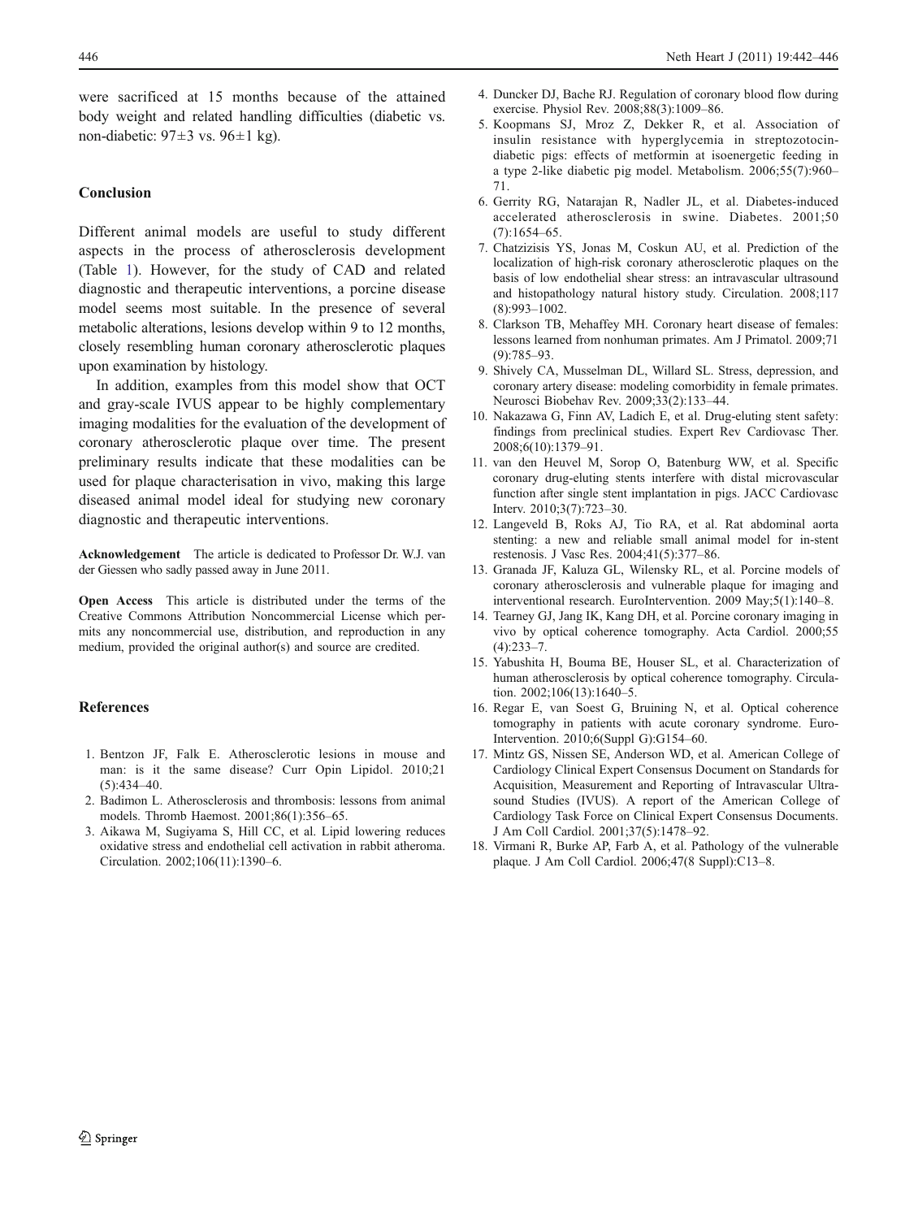were sacrificed at 15 months because of the attained body weight and related handling difficulties (diabetic vs. non-diabetic: 97±3 vs. 96±1 kg).

## Conclusion

Different animal models are useful to study different aspects in the process of atherosclerosis development (Table 1). However, for the study of CAD and related diagnostic and therapeutic interventions, a porcine disease model seems most suitable. In the presence of several metabolic alterations, lesions develop within 9 to 12 months, closely resembling human coronary atherosclerotic plaques upon examination by histology.

In addition, examples from this model show that OCT and gray-scale IVUS appear to be highly complementary imaging modalities for the evaluation of the development of coronary atherosclerotic plaque over time. The present preliminary results indicate that these modalities can be used for plaque characterisation in vivo, making this large diseased animal model ideal for studying new coronary diagnostic and therapeutic interventions.

**Acknowledgement** The article is dedicated to Professor Dr. W.J. van der Giessen who sadly passed away in June 2011.

**Open Access** This article is distributed under the terms of the Creative Commons Attribution Noncommercial License which permits any noncommercial use, distribution, and reproduction in any medium, provided the original author(s) and source are credited.

## References

1. Bentzon JF, Falk E. Atherosclerotic lesions in mouse and man: is it the same disease? Curr Opin Lipidol. 2010;21 (5):434–40.
2. Badimon L. Atherosclerosis and thrombosis: lessons from animal models. Thromb Haemost. 2001;86(1):356–65.
3. Aikawa M, Sugiyama S, Hill CC, et al. Lipid lowering reduces oxidative stress and endothelial cell activation in rabbit atheroma. Circulation. 2002;106(11):1390–6.
4. Duncker DJ, Bache RJ. Regulation of coronary blood flow during exercise. Physiol Rev. 2008;88(3):1009–86.
5. Koopmans SJ, Mroz Z, Dekker R, et al. Association of insulin resistance with hyperglycemia in streptozotocin-diabetic pigs: effects of metformin at isoenergetic feeding in a type 2-like diabetic pig model. Metabolism. 2006;55(7):960–71.
6. Gerrity RG, Natarajan R, Nadler JL, et al. Diabetes-induced accelerated atherosclerosis in swine. Diabetes. 2001;50 (7):1654–65.
7. Chatzizisis YS, Jonas M, Coskun AU, et al. Prediction of the localization of high-risk coronary atherosclerotic plaques on the basis of low endothelial shear stress: an intravascular ultrasound and histopathology natural history study. Circulation. 2008;117 (8):993–1002.
8. Clarkson TB, Mehaffey MH. Coronary heart disease of females: lessons learned from nonhuman primates. Am J Primatol. 2009;71 (9):785–93.
9. Shively CA, Musselman DL, Willard SL. Stress, depression, and coronary artery disease: modeling comorbidity in female primates. Neurosci Biobehav Rev. 2009;33(2):133–44.
10. Nakazawa G, Finn AV, Ladich E, et al. Drug-eluting stent safety: findings from preclinical studies. Expert Rev Cardiovasc Ther. 2008;6(10):1379–91.
11. van den Heuvel M, Sorop O, Batenburg WW, et al. Specific coronary drug-eluting stents interfere with distal microvascular function after single stent implantation in pigs. JACC Cardiovasc Interv. 2010;3(7):723–30.
12. Langeveld B, Roks AJ, Tio RA, et al. Rat abdominal aorta stenting: a new and reliable small animal model for in-stent restenosis. J Vasc Res. 2004;41(5):377–86.
13. Granada JF, Kaluza GL, Wilensky RL, et al. Porcine models of coronary atherosclerosis and vulnerable plaque for imaging and interventional research. EuroIntervention. 2009 May;5(1):140–8.
14. Tearney GJ, Jang IK, Kang DH, et al. Porcine coronary imaging in vivo by optical coherence tomography. Acta Cardiol. 2000;55 (4):233–7.
15. Yabushita H, Bouma BE, Houser SL, et al. Characterization of human atherosclerosis by optical coherence tomography. Circulation. 2002;106(13):1640–5.
16. Regar E, van Soest G, Bruining N, et al. Optical coherence tomography in patients with acute coronary syndrome. EuroIntervention. 2010;6(Suppl G):G154–60.
17. Mintz GS, Nissen SE, Anderson WD, et al. American College of Cardiology Clinical Expert Consensus Document on Standards for Acquisition, Measurement and Reporting of Intravascular Ultrasound Studies (IVUS). A report of the American College of Cardiology Task Force on Clinical Expert Consensus Documents. J Am Coll Cardiol. 2001;37(5):1478–92.
18. Virmani R, Burke AP, Farb A, et al. Pathology of the vulnerable plaque. J Am Coll Cardiol. 2006;47(8 Suppl):C13–8.